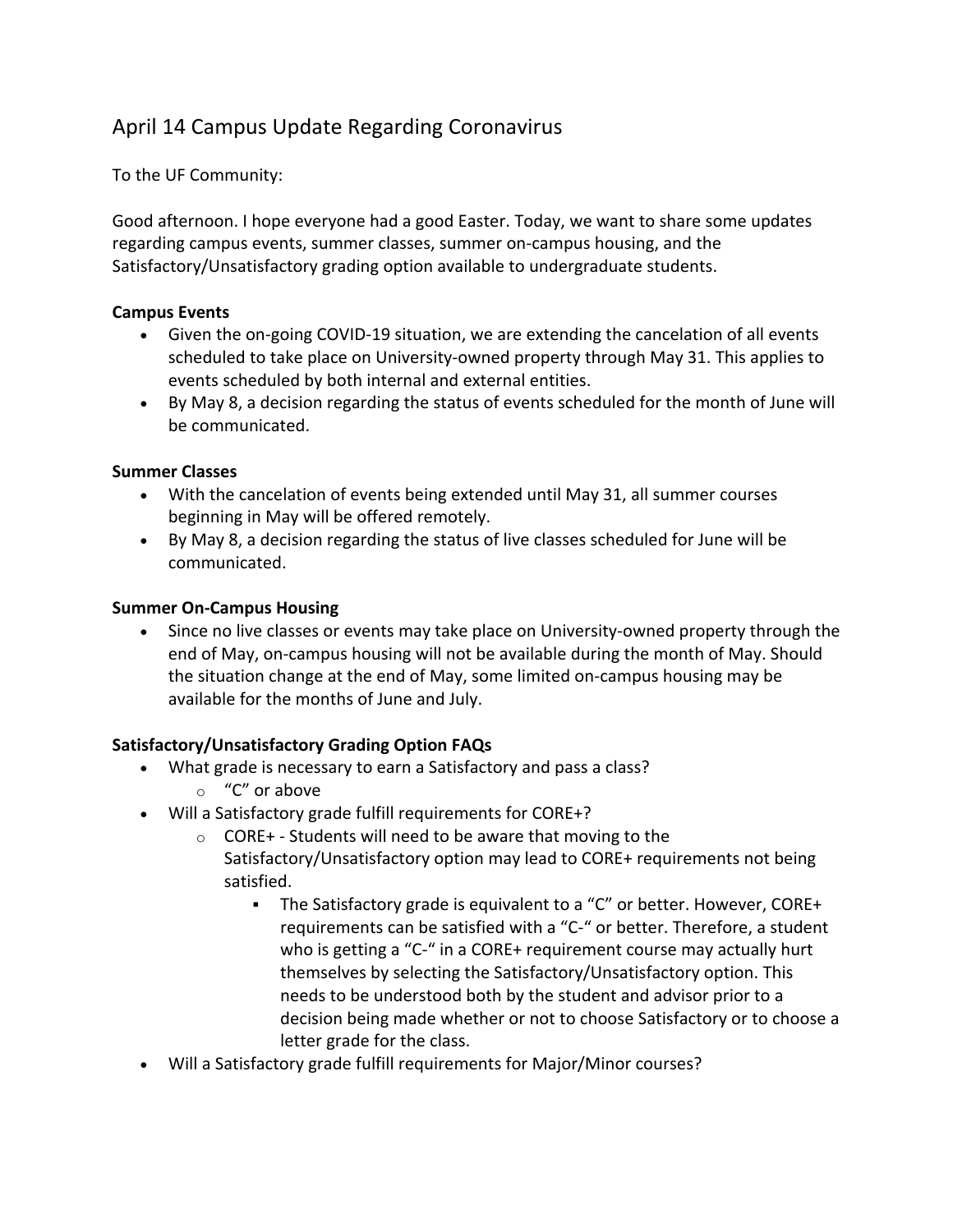# April 14 Campus Update Regarding Coronavirus

To the UF Community:

Good afternoon. I hope everyone had a good Easter. Today, we want to share some updates regarding campus events, summer classes, summer on-campus housing, and the Satisfactory/Unsatisfactory grading option available to undergraduate students.

**Campus Events**

- Given the on-going COVID-19 situation, we are extending the cancelation of all events scheduled to take place on University-owned property through May 31. This applies to events scheduled by both internal and external entities.
- By May 8, a decision regarding the status of events scheduled for the month of June will be communicated.

**Summer Classes**

- With the cancelation of events being extended until May 31, all summer courses beginning in May will be offered remotely.
- By May 8, a decision regarding the status of live classes scheduled for June will be communicated.

**Summer On-Campus Housing**

- Since no live classes or events may take place on University-owned property through the end of May, on-campus housing will not be available during the month of May. Should the situation change at the end of May, some limited on-campus housing may be available for the months of June and July.

**Satisfactory/Unsatisfactory Grading Option FAQs**

- What grade is necessary to earn a Satisfactory and pass a class?
  - "C" or above
- Will a Satisfactory grade fulfill requirements for CORE+?
  - CORE+ - Students will need to be aware that moving to the Satisfactory/Unsatisfactory option may lead to CORE+ requirements not being satisfied.
    - The Satisfactory grade is equivalent to a "C" or better. However, CORE+ requirements can be satisfied with a "C-" or better. Therefore, a student who is getting a "C-" in a CORE+ requirement course may actually hurt themselves by selecting the Satisfactory/Unsatisfactory option. This needs to be understood both by the student and advisor prior to a decision being made whether or not to choose Satisfactory or to choose a letter grade for the class.
- Will a Satisfactory grade fulfill requirements for Major/Minor courses?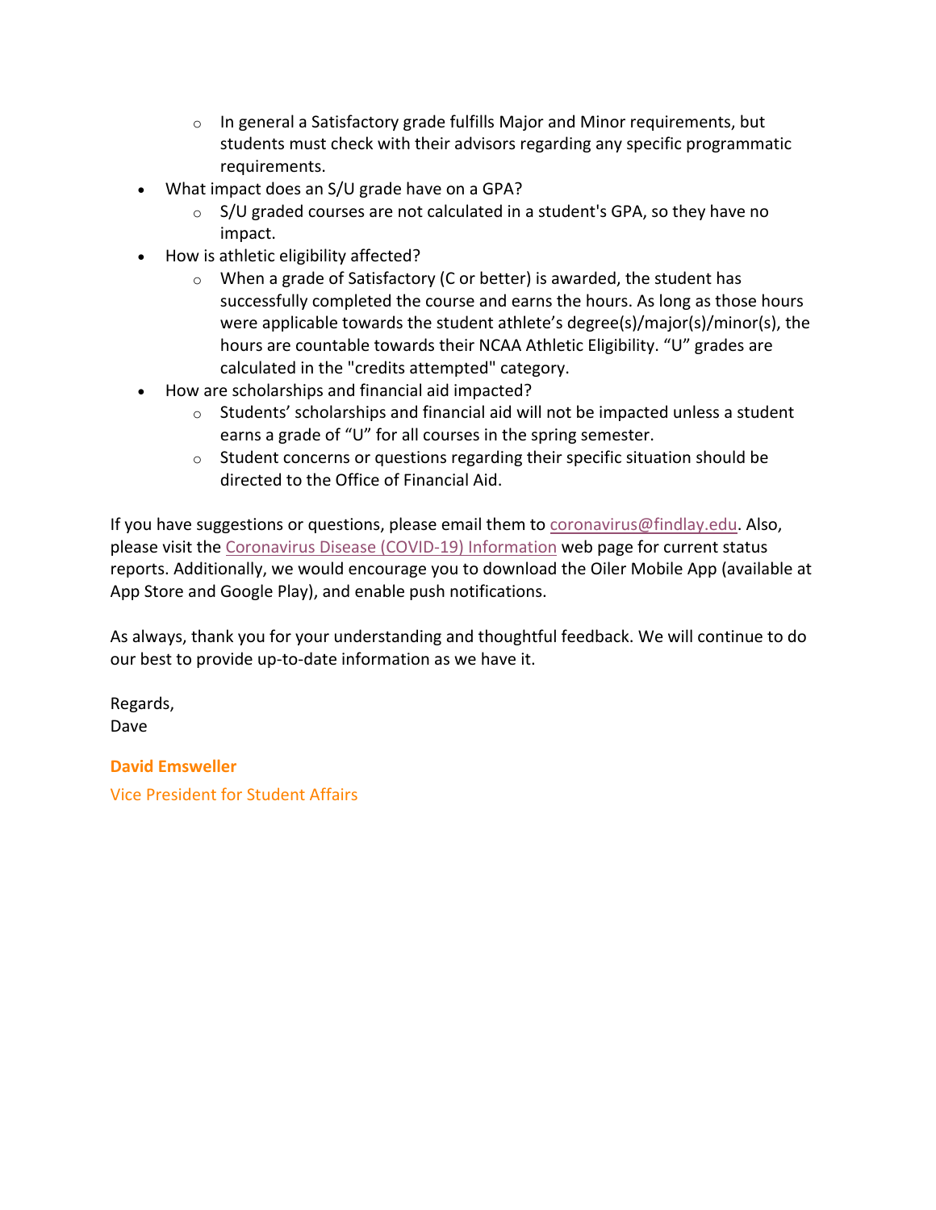- In general a Satisfactory grade fulfills Major and Minor requirements, but students must check with their advisors regarding any specific programmatic requirements.
- What impact does an S/U grade have on a GPA?
    - S/U graded courses are not calculated in a student's GPA, so they have no impact.
- How is athletic eligibility affected?
    - When a grade of Satisfactory (C or better) is awarded, the student has successfully completed the course and earns the hours. As long as those hours were applicable towards the student athlete's degree(s)/major(s)/minor(s), the hours are countable towards their NCAA Athletic Eligibility. "U" grades are calculated in the "credits attempted" category.
- How are scholarships and financial aid impacted?
    - Students' scholarships and financial aid will not be impacted unless a student earns a grade of "U" for all courses in the spring semester.
    - Student concerns or questions regarding their specific situation should be directed to the Office of Financial Aid.

If you have suggestions or questions, please email them to coronavirus@findlay.edu. Also, please visit the Coronavirus Disease (COVID-19) Information web page for current status reports. Additionally, we would encourage you to download the Oiler Mobile App (available at App Store and Google Play), and enable push notifications.

As always, thank you for your understanding and thoughtful feedback. We will continue to do our best to provide up-to-date information as we have it.

Regards,
Dave

**David Emsweller**
Vice President for Student Affairs